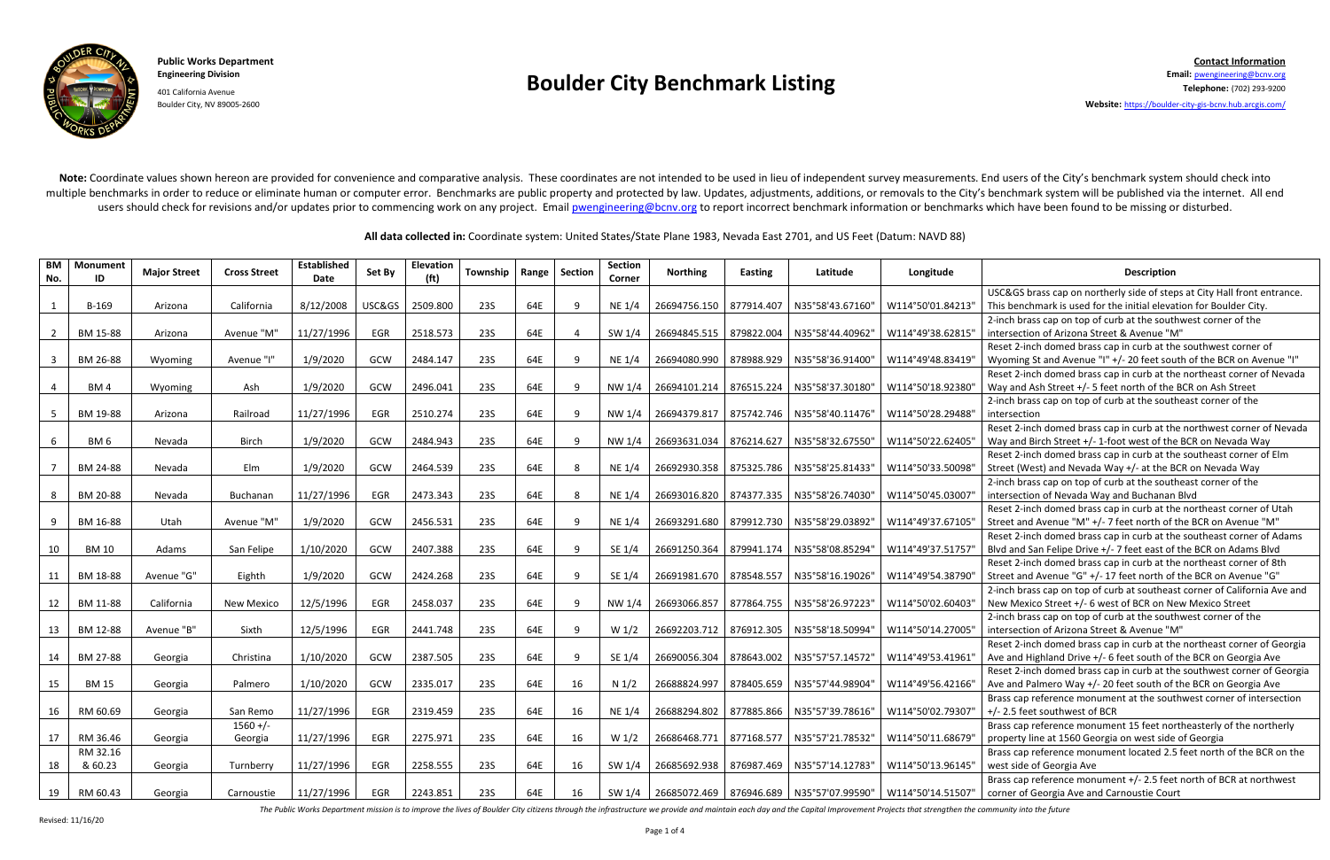**Public Works Department**
**Engineering Division**
401 California Avenue
Boulder City, NV 89005-2600

# Boulder City Benchmark Listing

**Contact Information**
**Email:** pwengineering@bcnv.org
**Telephone:** (702) 293-9200
**Website:** https://boulder-city-gis-bcnv.hub.arcgis.com/

**Note:** Coordinate values shown hereon are provided for convenience and comparative analysis. These coordinates are not intended to be used in lieu of independent survey measurements. End users of the City's benchmark system should check into multiple benchmarks in order to reduce or eliminate human or computer error. Benchmarks are public property and protected by law. Updates, adjustments, additions, or removals to the City's benchmark system will be published via the internet. All end users should check for revisions and/or updates prior to commencing work on any project. Email pwengineering@bcnv.org to report incorrect benchmark information or benchmarks which have been found to be missing or disturbed.

**All data collected in:** Coordinate system: United States/State Plane 1983, Nevada East 2701, and US Feet (Datum: NAVD 88)

| BM No. | Monument ID | Major Street | Cross Street | Established Date | Set By | Elevation (ft) | Township | Range | Section | Section Corner | Northing | Easting | Latitude | Longitude | Description |
|---|---|---|---|---|---|---|---|---|---|---|---|---|---|---|---|
| 1 | B-169 | Arizona | California | 8/12/2008 | USC&GS | 2509.800 | 23S | 64E | 9 | NE 1/4 | 26694756.150 | 877914.407 | N35°58'43.67160" | W114°50'01.84213" | USC&GS brass cap on northerly side of steps at City Hall front entrance. This benchmark is used for the initial elevation for Boulder City. |
| 2 | BM 15-88 | Arizona | Avenue "M" | 11/27/1996 | EGR | 2518.573 | 23S | 64E | 4 | SW 1/4 | 26694845.515 | 879822.004 | N35°58'44.40962" | W114°49'38.62815" | 2-inch brass cap on top of curb at the southwest corner of the intersection of Arizona Street & Avenue "M" |
| 3 | BM 26-88 | Wyoming | Avenue "I" | 1/9/2020 | GCW | 2484.147 | 23S | 64E | 9 | NE 1/4 | 26694080.990 | 878988.929 | N35°58'36.91400" | W114°49'48.83419" | Reset 2-inch domed brass cap in curb at the southwest corner of Wyoming St and Avenue "I" +/- 20 feet south of the BCR on Avenue "I" |
| 4 | BM 4 | Wyoming | Ash | 1/9/2020 | GCW | 2496.041 | 23S | 64E | 9 | NW 1/4 | 26694101.214 | 876515.224 | N35°58'37.30180" | W114°50'18.92380" | Reset 2-inch domed brass cap in curb at the northeast corner of Nevada Way and Ash Street +/- 5 feet north of the BCR on Ash Street |
| 5 | BM 19-88 | Arizona | Railroad | 11/27/1996 | EGR | 2510.274 | 23S | 64E | 9 | NW 1/4 | 26694379.817 | 875742.746 | N35°58'40.11476" | W114°50'28.29488" | 2-inch brass cap on top of curb at the southeast corner of the intersection |
| 6 | BM 6 | Nevada | Birch | 1/9/2020 | GCW | 2484.943 | 23S | 64E | 9 | NW 1/4 | 26693631.034 | 876214.627 | N35°58'32.67550" | W114°50'22.62405" | Reset 2-inch domed brass cap in curb at the northwest corner of Nevada Way and Birch Street +/- 1-foot west of the BCR on Nevada Way |
| 7 | BM 24-88 | Nevada | Elm | 1/9/2020 | GCW | 2464.539 | 23S | 64E | 8 | NE 1/4 | 26692930.358 | 875325.786 | N35°58'25.81433" | W114°50'33.50098" | Reset 2-inch domed brass cap in curb at the southeast corner of Elm Street (West) and Nevada Way +/- at the BCR on Nevada Way |
| 8 | BM 20-88 | Nevada | Buchanan | 11/27/1996 | EGR | 2473.343 | 23S | 64E | 8 | NE 1/4 | 26693016.820 | 874377.335 | N35°58'26.74030" | W114°50'45.03007" | 2-inch brass cap on top of curb at the southeast corner of the intersection of Nevada Way and Buchanan Blvd |
| 9 | BM 16-88 | Utah | Avenue "M" | 1/9/2020 | GCW | 2456.531 | 23S | 64E | 9 | NE 1/4 | 26693291.680 | 879912.730 | N35°58'29.03892" | W114°49'37.67105" | Reset 2-inch domed brass cap in curb at the northeast corner of Utah Street and Avenue "M" +/- 7 feet north of the BCR on Avenue "M" |
| 10 | BM 10 | Adams | San Felipe | 1/10/2020 | GCW | 2407.388 | 23S | 64E | 9 | SE 1/4 | 26691250.364 | 879941.174 | N35°58'08.85294" | W114°49'37.51757" | Reset 2-inch domed brass cap in curb at the southeast corner of Adams Blvd and San Felipe Drive +/- 7 feet east of the BCR on Adams Blvd |
| 11 | BM 18-88 | Avenue "G" | Eighth | 1/9/2020 | GCW | 2424.268 | 23S | 64E | 9 | SE 1/4 | 26691981.670 | 878548.557 | N35°58'16.19026" | W114°49'54.38790" | Reset 2-inch domed brass cap in curb at the northeast corner of 8th Street and Avenue "G" +/- 17 feet north of the BCR on Avenue "G" |
| 12 | BM 11-88 | California | New Mexico | 12/5/1996 | EGR | 2458.037 | 23S | 64E | 9 | NW 1/4 | 26693066.857 | 877864.755 | N35°58'26.97223" | W114°50'02.60403" | 2-inch brass cap on top of curb at southeast corner of California Ave and New Mexico Street +/- 6 west of BCR on New Mexico Street |
| 13 | BM 12-88 | Avenue "B" | Sixth | 12/5/1996 | EGR | 2441.748 | 23S | 64E | 9 | W 1/2 | 26692203.712 | 876912.305 | N35°58'18.50994" | W114°50'14.27005" | 2-inch brass cap on top of curb at the southwest corner of the intersection of Arizona Street & Avenue "M" |
| 14 | BM 27-88 | Georgia | Christina | 1/10/2020 | GCW | 2387.505 | 23S | 64E | 9 | SE 1/4 | 26690056.304 | 878643.002 | N35°57'57.14572" | W114°49'53.41961" | Reset 2-inch domed brass cap in curb at the northeast corner of Georgia Ave and Highland Drive +/- 6 feet south of the BCR on Georgia Ave |
| 15 | BM 15 | Georgia | Palmero | 1/10/2020 | GCW | 2335.017 | 23S | 64E | 16 | N 1/2 | 26688824.997 | 878405.659 | N35°57'44.98904" | W114°49'56.42166" | Reset 2-inch domed brass cap in curb at the southwest corner of Georgia Ave and Palmero Way +/- 20 feet south of the BCR on Georgia Ave |
| 16 | RM 60.69 | Georgia | San Remo | 11/27/1996 | EGR | 2319.459 | 23S | 64E | 16 | NE 1/4 | 26688294.802 | 877885.866 | N35°57'39.78616" | W114°50'02.79307" | Brass cap reference monument at the southwest corner of intersection +/- 2.5 feet southwest of BCR |
| 17 | RM 36.46 | Georgia | 1560 +/- Georgia | 11/27/1996 | EGR | 2275.971 | 23S | 64E | 16 | W 1/2 | 26686468.771 | 877168.577 | N35°57'21.78532" | W114°50'11.68679" | Brass cap reference monument 15 feet northeasterly of the northerly property line at 1560 Georgia on west side of Georgia |
| 18 | RM 32.16 & 60.23 | Georgia | Turnberry | 11/27/1996 | EGR | 2258.555 | 23S | 64E | 16 | SW 1/4 | 26685692.938 | 876987.469 | N35°57'14.12783" | W114°50'13.96145" | Brass cap reference monument located 2.5 feet north of the BCR on the west side of Georgia Ave |
| 19 | RM 60.43 | Georgia | Carnoustie | 11/27/1996 | EGR | 2243.851 | 23S | 64E | 16 | SW 1/4 | 26685072.469 | 876946.689 | N35°57'07.99590" | W114°50'14.51507" | Brass cap reference monument +/- 2.5 feet north of BCR at northwest corner of Georgia Ave and Carnoustie Court |

*The Public Works Department mission is to improve the lives of Boulder City citizens through the infrastructure we provide and maintain each day and the Capital Improvement Projects that strengthen the community into the future*

Revised: 11/16/20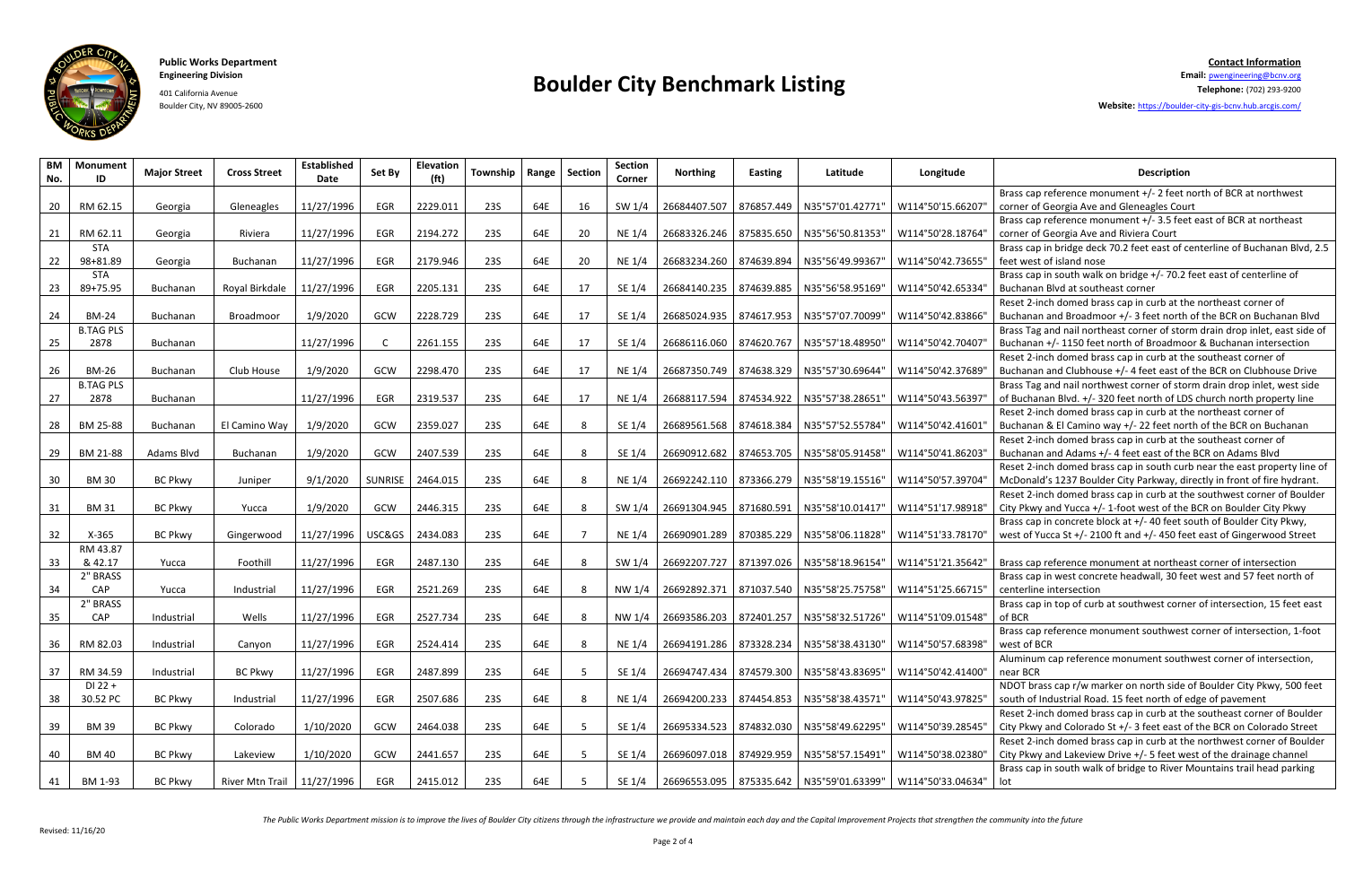**Public Works Department**
**Engineering Division**
401 California Avenue
Boulder City, NV 89005-2600

# Boulder City Benchmark Listing

**Contact Information**
**Email:** pwengineering@bcnv.org
**Telephone:** (702) 293-9200
**Website:** https://boulder-city-gis-bcnv.hub.arcgis.com/

| BM No. | Monument ID | Major Street | Cross Street | Established Date | Set By | Elevation (ft) | Township | Range | Section | Section Corner | Northing | Easting | Latitude | Longitude | Description |
|---|---|---|---|---|---|---|---|---|---|---|---|---|---|---|---|
| 20 | RM 62.15 | Georgia | Gleneagles | 11/27/1996 | EGR | 2229.011 | 23S | 64E | 16 | SW 1/4 | 26684407.507 | 876857.449 | N35°57'01.42771" | W114°50'15.66207" | Brass cap reference monument +/- 2 feet north of BCR at northwest corner of Georgia Ave and Gleneagles Court |
| 21 | RM 62.11 | Georgia | Riviera | 11/27/1996 | EGR | 2194.272 | 23S | 64E | 20 | NE 1/4 | 26683326.246 | 875835.650 | N35°56'50.81353" | W114°50'28.18764" | Brass cap reference monument +/- 3.5 feet east of BCR at northeast corner of Georgia Ave and Riviera Court |
| 22 | STA 98+81.89 | Georgia | Buchanan | 11/27/1996 | EGR | 2179.946 | 23S | 64E | 20 | NE 1/4 | 26683234.260 | 874639.894 | N35°56'49.99367" | W114°50'42.73655" | Brass cap in bridge deck 70.2 feet east of centerline of Buchanan Blvd, 2.5 feet west of island nose |
| 23 | STA 89+75.95 | Buchanan | Royal Birkdale | 11/27/1996 | EGR | 2205.131 | 23S | 64E | 17 | SE 1/4 | 26684140.235 | 874639.885 | N35°56'58.95169" | W114°50'42.65334" | Brass cap in south walk on bridge +/- 70.2 feet east of centerline of Buchanan Blvd at southeast corner |
| 24 | BM-24 | Buchanan | Broadmoor | 1/9/2020 | GCW | 2228.729 | 23S | 64E | 17 | SE 1/4 | 26685024.935 | 874617.953 | N35°57'07.70099" | W114°50'42.83866" | Reset 2-inch domed brass cap in curb at the northeast corner of Buchanan and Broadmoor +/- 3 feet north of the BCR on Buchanan Blvd |
| 25 | B.TAG PLS 2878 | Buchanan | | 11/27/1996 | C | 2261.155 | 23S | 64E | 17 | SE 1/4 | 26686116.060 | 874620.767 | N35°57'18.48950" | W114°50'42.70407" | Brass Tag and nail northeast corner of storm drain drop inlet, east side of Buchanan +/- 1150 feet north of Broadmoor & Buchanan intersection |
| 26 | BM-26 | Buchanan | Club House | 1/9/2020 | GCW | 2298.470 | 23S | 64E | 17 | NE 1/4 | 26687350.749 | 874638.329 | N35°57'30.69644" | W114°50'42.37689" | Reset 2-inch domed brass cap in curb at the southeast corner of Buchanan and Clubhouse +/- 4 feet east of the BCR on Clubhouse Drive |
| 27 | B.TAG PLS 2878 | Buchanan | | 11/27/1996 | EGR | 2319.537 | 23S | 64E | 17 | NE 1/4 | 26688117.594 | 874534.922 | N35°57'38.28651" | W114°50'43.56397" | Brass Tag and nail northwest corner of storm drain drop inlet, west side of Buchanan Blvd. +/- 320 feet north of LDS church north property line |
| 28 | BM 25-88 | Buchanan | El Camino Way | 1/9/2020 | GCW | 2359.027 | 23S | 64E | 8 | SE 1/4 | 26689561.568 | 874618.384 | N35°57'52.55784" | W114°50'42.41601" | Reset 2-inch domed brass cap in curb at the northeast corner of Buchanan & El Camino way +/- 22 feet north of the BCR on Buchanan |
| 29 | BM 21-88 | Adams Blvd | Buchanan | 1/9/2020 | GCW | 2407.539 | 23S | 64E | 8 | SE 1/4 | 26690912.682 | 874653.705 | N35°58'05.91458" | W114°50'41.86203" | Reset 2-inch domed brass cap in curb at the southeast corner of Buchanan and Adams +/- 4 feet east of the BCR on Adams Blvd |
| 30 | BM 30 | BC Pkwy | Juniper | 9/1/2020 | SUNRISE | 2464.015 | 23S | 64E | 8 | NE 1/4 | 26692242.110 | 873366.279 | N35°58'19.15516" | W114°50'57.39704" | Reset 2-inch domed brass cap in south curb near the east property line of McDonald's 1237 Boulder City Parkway, directly in front of fire hydrant. |
| 31 | BM 31 | BC Pkwy | Yucca | 1/9/2020 | GCW | 2446.315 | 23S | 64E | 8 | SW 1/4 | 26691304.945 | 871680.591 | N35°58'10.01417" | W114°51'17.98918" | Reset 2-inch domed brass cap in curb at the southwest corner of Boulder City Pkwy and Yucca +/- 1-foot west of the BCR on Boulder City Pkwy |
| 32 | X-365 | BC Pkwy | Gingerwood | 11/27/1996 | USC&GS | 2434.083 | 23S | 64E | 7 | NE 1/4 | 26690901.289 | 870385.229 | N35°58'06.11828" | W114°51'33.78170" | Brass cap in concrete block at +/- 40 feet south of Boulder City Pkwy, west of Yucca St +/- 2100 ft and +/- 450 feet east of Gingerwood Street |
| 33 | RM 43.87 & 42.17 | Yucca | Foothill | 11/27/1996 | EGR | 2487.130 | 23S | 64E | 8 | SW 1/4 | 26692207.727 | 871397.026 | N35°58'18.96154" | W114°51'21.35642" | Brass cap reference monument at northeast corner of intersection |
| 34 | 2" BRASS CAP | Yucca | Industrial | 11/27/1996 | EGR | 2521.269 | 23S | 64E | 8 | NW 1/4 | 26692892.371 | 871037.540 | N35°58'25.75758" | W114°51'25.66715" | Brass cap in west concrete headwall, 30 feet west and 57 feet north of centerline intersection |
| 35 | 2" BRASS CAP | Industrial | Wells | 11/27/1996 | EGR | 2527.734 | 23S | 64E | 8 | NW 1/4 | 26693586.203 | 872401.257 | N35°58'32.51726" | W114°51'09.01548" | Brass cap in top of curb at southwest corner of intersection, 15 feet east of BCR |
| 36 | RM 82.03 | Industrial | Canyon | 11/27/1996 | EGR | 2524.414 | 23S | 64E | 8 | NE 1/4 | 26694191.286 | 873328.234 | N35°58'38.43130" | W114°50'57.68398" | Brass cap reference monument southwest corner of intersection, 1-foot west of BCR |
| 37 | RM 34.59 | Industrial | BC Pkwy | 11/27/1996 | EGR | 2487.899 | 23S | 64E | 5 | SE 1/4 | 26694747.434 | 874579.300 | N35°58'43.83695" | W114°50'42.41400" | Aluminum cap reference monument southwest corner of intersection, near BCR |
| 38 | DI 22 + 30.52 PC | BC Pkwy | Industrial | 11/27/1996 | EGR | 2507.686 | 23S | 64E | 8 | NE 1/4 | 26694200.233 | 874454.853 | N35°58'38.43571" | W114°50'43.97825" | NDOT brass cap r/w marker on north side of Boulder City Pkwy, 500 feet south of Industrial Road. 15 feet north of edge of pavement |
| 39 | BM 39 | BC Pkwy | Colorado | 1/10/2020 | GCW | 2464.038 | 23S | 64E | 5 | SE 1/4 | 26695334.523 | 874832.030 | N35°58'49.62295" | W114°50'39.28545" | Reset 2-inch domed brass cap in curb at the southeast corner of Boulder City Pkwy and Colorado St +/- 3 feet east of the BCR on Colorado Street |
| 40 | BM 40 | BC Pkwy | Lakeview | 1/10/2020 | GCW | 2441.657 | 23S | 64E | 5 | SE 1/4 | 26696097.018 | 874929.959 | N35°58'57.15491" | W114°50'38.02380" | Reset 2-inch domed brass cap in curb at the northwest corner of Boulder City Pkwy and Lakeview Drive +/- 5 feet west of the drainage channel |
| 41 | BM 1-93 | BC Pkwy | River Mtn Trail | 11/27/1996 | EGR | 2415.012 | 23S | 64E | 5 | SE 1/4 | 26696553.095 | 875335.642 | N35°59'01.63399" | W114°50'33.04634" | Brass cap in south walk of bridge to River Mountains trail head parking lot |

*The Public Works Department mission is to improve the lives of Boulder City citizens through the infrastructure we provide and maintain each day and the Capital Improvement Projects that strengthen the community into the future*

Revised: 11/16/20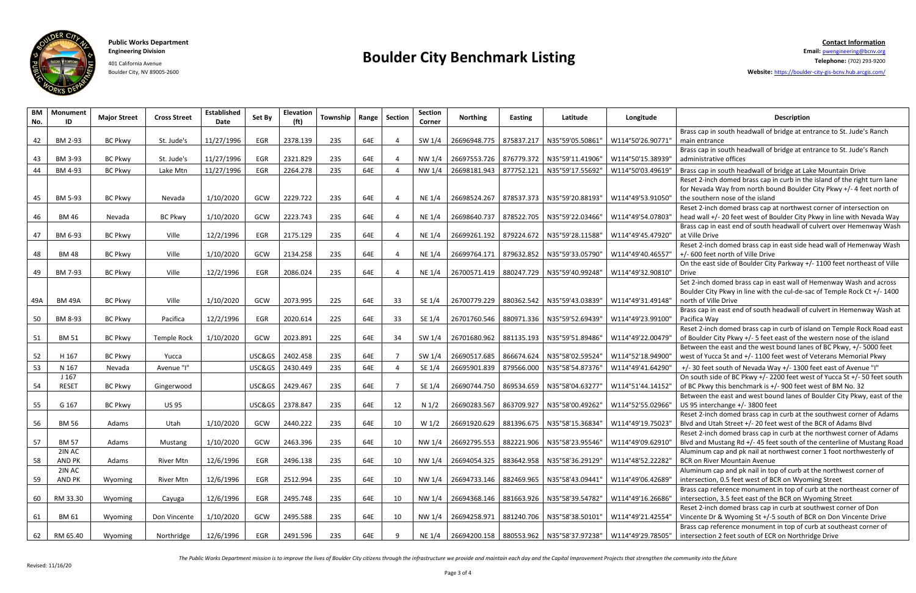**Public Works Department**
**Engineering Division**
401 California Avenue
Boulder City, NV 89005-2600

# Boulder City Benchmark Listing

**Contact Information**
**Email:** pwengineering@bcnv.org
**Telephone:** (702) 293-9200
**Website:** https://boulder-city-gis-bcnv.hub.arcgis.com/

| BM No. | Monument ID | Major Street | Cross Street | Established Date | Set By | Elevation (ft) | Township | Range | Section | Section Corner | Northing | Easting | Latitude | Longitude | Description |
|---|---|---|---|---|---|---|---|---|---|---|---|---|---|---|---|
| 42 | BM 2-93 | BC Pkwy | St. Jude's | 11/27/1996 | EGR | 2378.139 | 23S | 64E | 4 | SW 1/4 | 26696948.775 | 875837.217 | N35°59'05.50861" | W114°50'26.90771" | Brass cap in south headwall of bridge at entrance to St. Jude's Ranch main entrance |
| 43 | BM 3-93 | BC Pkwy | St. Jude's | 11/27/1996 | EGR | 2321.829 | 23S | 64E | 4 | NW 1/4 | 26697553.726 | 876779.372 | N35°59'11.41906" | W114°50'15.38939" | Brass cap in south headwall of bridge at entrance to St. Jude's Ranch administrative offices |
| 44 | BM 4-93 | BC Pkwy | Lake Mtn | 11/27/1996 | EGR | 2264.278 | 23S | 64E | 4 | NW 1/4 | 26698181.943 | 877752.121 | N35°59'17.55692" | W114°50'03.49619" | Brass cap in south headwall of bridge at Lake Mountain Drive |
| 45 | BM 5-93 | BC Pkwy | Nevada | 1/10/2020 | GCW | 2229.722 | 23S | 64E | 4 | NE 1/4 | 26698524.267 | 878537.373 | N35°59'20.88193" | W114°49'53.91050" | Reset 2-inch domed brass cap in curb in the island of the right turn lane for Nevada Way from north bound Boulder City Pkwy +/- 4 feet north of the southern nose of the island |
| 46 | BM 46 | Nevada | BC Pkwy | 1/10/2020 | GCW | 2223.743 | 23S | 64E | 4 | NE 1/4 | 26698640.737 | 878522.705 | N35°59'22.03466" | W114°49'54.07803" | Reset 2-inch domed brass cap at northwest corner of intersection on head wall +/- 20 feet west of Boulder City Pkwy in line with Nevada Way |
| 47 | BM 6-93 | BC Pkwy | Ville | 12/2/1996 | EGR | 2175.129 | 23S | 64E | 4 | NE 1/4 | 26699261.192 | 879224.672 | N35°59'28.11588" | W114°49'45.47920" | Brass cap in east end of south headwall of culvert over Hemenway Wash at Ville Drive |
| 48 | BM 48 | BC Pkwy | Ville | 1/10/2020 | GCW | 2134.258 | 23S | 64E | 4 | NE 1/4 | 26699764.171 | 879632.852 | N35°59'33.05790" | W114°49'40.46557" | Reset 2-inch domed brass cap in east side head wall of Hemenway Wash +/- 600 feet north of Ville Drive |
| 49 | BM 7-93 | BC Pkwy | Ville | 12/2/1996 | EGR | 2086.024 | 23S | 64E | 4 | NE 1/4 | 26700571.419 | 880247.729 | N35°59'40.99248" | W114°49'32.90810" | On the east side of Boulder City Parkway +/- 1100 feet northeast of Ville Drive |
| 49A | BM 49A | BC Pkwy | Ville | 1/10/2020 | GCW | 2073.995 | 22S | 64E | 33 | SE 1/4 | 26700779.229 | 880362.542 | N35°59'43.03839" | W114°49'31.49148" | Set 2-inch domed brass cap in east wall of Hemenway Wash and across Boulder City Pkwy in line with the cul-de-sac of Temple Rock Ct +/- 1400 north of Ville Drive |
| 50 | BM 8-93 | BC Pkwy | Pacifica | 12/2/1996 | EGR | 2020.614 | 22S | 64E | 33 | SE 1/4 | 26701760.546 | 880971.336 | N35°59'52.69439" | W114°49'23.99100" | Brass cap in east end of south headwall of culvert in Hemenway Wash at Pacifica Way |
| 51 | BM 51 | BC Pkwy | Temple Rock | 1/10/2020 | GCW | 2023.891 | 22S | 64E | 34 | SW 1/4 | 26701680.962 | 881135.193 | N35°59'51.89486" | W114°49'22.00479" | Reset 2-inch domed brass cap in curb of island on Temple Rock Road east of Boulder City Pkwy +/- 5 feet east of the western nose of the island |
| 52 | H 167 | BC Pkwy | Yucca | | USC&GS | 2402.458 | 23S | 64E | 7 | SW 1/4 | 26690517.685 | 866674.624 | N35°58'02.59524" | W114°52'18.94900" | Between the east and the west bound lanes of BC Pkwy, +/- 5000 feet west of Yucca St and +/- 1100 feet west of Veterans Memorial Pkwy |
| 53 | N 167 | Nevada | Avenue "I" | | USC&GS | 2430.449 | 23S | 64E | 4 | SE 1/4 | 26695901.839 | 879566.000 | N35°58'54.87376" | W114°49'41.64290" | +/- 30 feet south of Nevada Way +/- 1300 feet east of Avenue "I" |
| 54 | J 167 RESET | BC Pkwy | Gingerwood | | USC&GS | 2429.467 | 23S | 64E | 7 | SE 1/4 | 26690744.750 | 869534.659 | N35°58'04.63277" | W114°51'44.14152" | On south side of BC Pkwy +/- 2200 feet west of Yucca St +/- 50 feet south of BC Pkwy this benchmark is +/- 900 feet west of BM No. 32 |
| 55 | G 167 | BC Pkwy | US 95 | | USC&GS | 2378.847 | 23S | 64E | 12 | N 1/2 | 26690283.567 | 863709.927 | N35°58'00.49262" | W114°52'55.02966" | Between the east and west bound lanes of Boulder City Pkwy, east of the US 95 interchange +/- 3800 feet |
| 56 | BM 56 | Adams | Utah | 1/10/2020 | GCW | 2440.222 | 23S | 64E | 10 | W 1/2 | 26691920.629 | 881396.675 | N35°58'15.36834" | W114°49'19.75023" | Reset 2-inch domed brass cap in curb at the southwest corner of Adams Blvd and Utah Street +/- 20 feet west of the BCR of Adams Blvd |
| 57 | BM 57 | Adams | Mustang | 1/10/2020 | GCW | 2463.396 | 23S | 64E | 10 | NW 1/4 | 26692795.553 | 882221.906 | N35°58'23.95546" | W114°49'09.62910" | Reset 2-inch domed brass cap in curb at the northwest corner of Adams Blvd and Mustang Rd +/- 45 feet south of the centerline of Mustang Road |
| 58 | 2IN AC AND PK | Adams | River Mtn | 12/6/1996 | EGR | 2496.138 | 23S | 64E | 10 | NW 1/4 | 26694054.325 | 883642.958 | N35°58'36.29129" | W114°48'52.22282" | Aluminum cap and pk nail at northwest corner 1 foot northwesterly of BCR on River Mountain Avenue |
| 59 | 2IN AC AND PK | Wyoming | River Mtn | 12/6/1996 | EGR | 2512.994 | 23S | 64E | 10 | NW 1/4 | 26694733.146 | 882469.965 | N35°58'43.09441" | W114°49'06.42689" | Aluminum cap and pk nail in top of curb at the northwest corner of intersection, 0.5 feet west of BCR on Wyoming Street |
| 60 | RM 33.30 | Wyoming | Cayuga | 12/6/1996 | EGR | 2495.748 | 23S | 64E | 10 | NW 1/4 | 26694368.146 | 881663.926 | N35°58'39.54782" | W114°49'16.26686" | Brass cap reference monument in top of curb at the northeast corner of intersection, 3.5 feet east of the BCR on Wyoming Street |
| 61 | BM 61 | Wyoming | Don Vincente | 1/10/2020 | GCW | 2495.588 | 23S | 64E | 10 | NW 1/4 | 26694258.971 | 881240.706 | N35°58'38.50101" | W114°49'21.42554" | Reset 2-inch domed brass cap in curb at southwest corner of Don Vincente Dr & Wyoming St +/-5 south of BCR on Don Vincente Drive |
| 62 | RM 65.40 | Wyoming | Northridge | 12/6/1996 | EGR | 2491.596 | 23S | 64E | 9 | NE 1/4 | 26694200.158 | 880553.962 | N35°58'37.97238" | W114°49'29.78505" | Brass cap reference monument in top of curb at southeast corner of intersection 2 feet south of ECR on Northridge Drive |

*The Public Works Department mission is to improve the lives of Boulder City citizens through the infrastructure we provide and maintain each day and the Capital Improvement Projects that strengthen the community into the future*

Revised: 11/16/20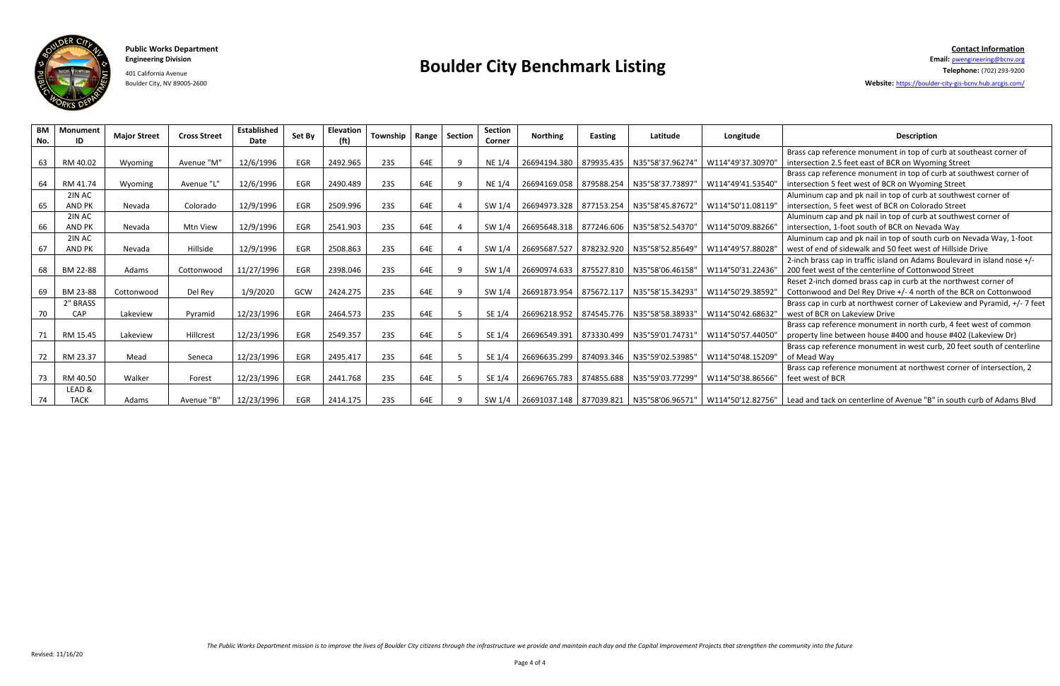**Public Works Department**
**Engineering Division**
401 California Avenue
Boulder City, NV 89005-2600

# Boulder City Benchmark Listing

**Contact Information**
**Email:** pwengineering@bcnv.org
**Telephone:** (702) 293-9200
**Website:** https://boulder-city-gis-bcnv.hub.arcgis.com/

| BM No. | Monument ID | Major Street | Cross Street | Established Date | Set By | Elevation (ft) | Township | Range | Section | Section Corner | Northing | Easting | Latitude | Longitude | Description |
|---|---|---|---|---|---|---|---|---|---|---|---|---|---|---|---|
| 63 | RM 40.02 | Wyoming | Avenue "M" | 12/6/1996 | EGR | 2492.965 | 23S | 64E | 9 | NE 1/4 | 26694194.380 | 879935.435 | N35°58'37.96274" | W114°49'37.30970" | Brass cap reference monument in top of curb at southeast corner of intersection 2.5 feet east of BCR on Wyoming Street |
| 64 | RM 41.74 | Wyoming | Avenue "L" | 12/6/1996 | EGR | 2490.489 | 23S | 64E | 9 | NE 1/4 | 26694169.058 | 879588.254 | N35°58'37.73897" | W114°49'41.53540" | Brass cap reference monument in top of curb at southwest corner of intersection 5 feet west of BCR on Wyoming Street |
| 65 | 2IN AC AND PK | Nevada | Colorado | 12/9/1996 | EGR | 2509.996 | 23S | 64E | 4 | SW 1/4 | 26694973.328 | 877153.254 | N35°58'45.87672" | W114°50'11.08119" | Aluminum cap and pk nail in top of curb at southwest corner of intersection, 5 feet west of BCR on Colorado Street |
| 66 | 2IN AC AND PK | Nevada | Mtn View | 12/9/1996 | EGR | 2541.903 | 23S | 64E | 4 | SW 1/4 | 26695648.318 | 877246.606 | N35°58'52.54370" | W114°50'09.88266" | Aluminum cap and pk nail in top of curb at southwest corner of intersection, 1-foot south of BCR on Nevada Way |
| 67 | 2IN AC AND PK | Nevada | Hillside | 12/9/1996 | EGR | 2508.863 | 23S | 64E | 4 | SW 1/4 | 26695687.527 | 878232.920 | N35°58'52.85649" | W114°49'57.88028" | Aluminum cap and pk nail in top of south curb on Nevada Way, 1-foot west of end of sidewalk and 50 feet west of Hillside Drive |
| 68 | BM 22-88 | Adams | Cottonwood | 11/27/1996 | EGR | 2398.046 | 23S | 64E | 9 | SW 1/4 | 26690974.633 | 875527.810 | N35°58'06.46158" | W114°50'31.22436" | 2-inch brass cap in traffic island on Adams Boulevard in island nose +/- 200 feet west of the centerline of Cottonwood Street |
| 69 | BM 23-88 | Cottonwood | Del Rey | 1/9/2020 | GCW | 2424.275 | 23S | 64E | 9 | SW 1/4 | 26691873.954 | 875672.117 | N35°58'15.34293" | W114°50'29.38592" | Reset 2-inch domed brass cap in curb at the northwest corner of Cottonwood and Del Rey Drive +/- 4 north of the BCR on Cottonwood |
| 70 | 2" BRASS CAP | Lakeview | Pyramid | 12/23/1996 | EGR | 2464.573 | 23S | 64E | 5 | SE 1/4 | 26696218.952 | 874545.776 | N35°58'58.38933" | W114°50'42.68632" | Brass cap in curb at northwest corner of Lakeview and Pyramid, +/- 7 feet west of BCR on Lakeview Drive |
| 71 | RM 15.45 | Lakeview | Hillcrest | 12/23/1996 | EGR | 2549.357 | 23S | 64E | 5 | SE 1/4 | 26696549.391 | 873330.499 | N35°59'01.74731" | W114°50'57.44050" | Brass cap reference monument in north curb, 4 feet west of common property line between house #400 and house #402 (Lakeview Dr) |
| 72 | RM 23.37 | Mead | Seneca | 12/23/1996 | EGR | 2495.417 | 23S | 64E | 5 | SE 1/4 | 26696635.299 | 874093.346 | N35°59'02.53985" | W114°50'48.15209" | Brass cap reference monument in west curb, 20 feet south of centerline of Mead Way |
| 73 | RM 40.50 | Walker | Forest | 12/23/1996 | EGR | 2441.768 | 23S | 64E | 5 | SE 1/4 | 26696765.783 | 874855.688 | N35°59'03.77299" | W114°50'38.86566" | Brass cap reference monument at northwest corner of intersection, 2 feet west of BCR |
| 74 | LEAD & TACK | Adams | Avenue "B" | 12/23/1996 | EGR | 2414.175 | 23S | 64E | 9 | SW 1/4 | 26691037.148 | 877039.821 | N35°58'06.96571" | W114°50'12.82756" | Lead and tack on centerline of Avenue "B" in south curb of Adams Blvd |

*The Public Works Department mission is to improve the lives of Boulder City citizens through the infrastructure we provide and maintain each day and the Capital Improvement Projects that strengthen the community into the future*

Revised: 11/16/20